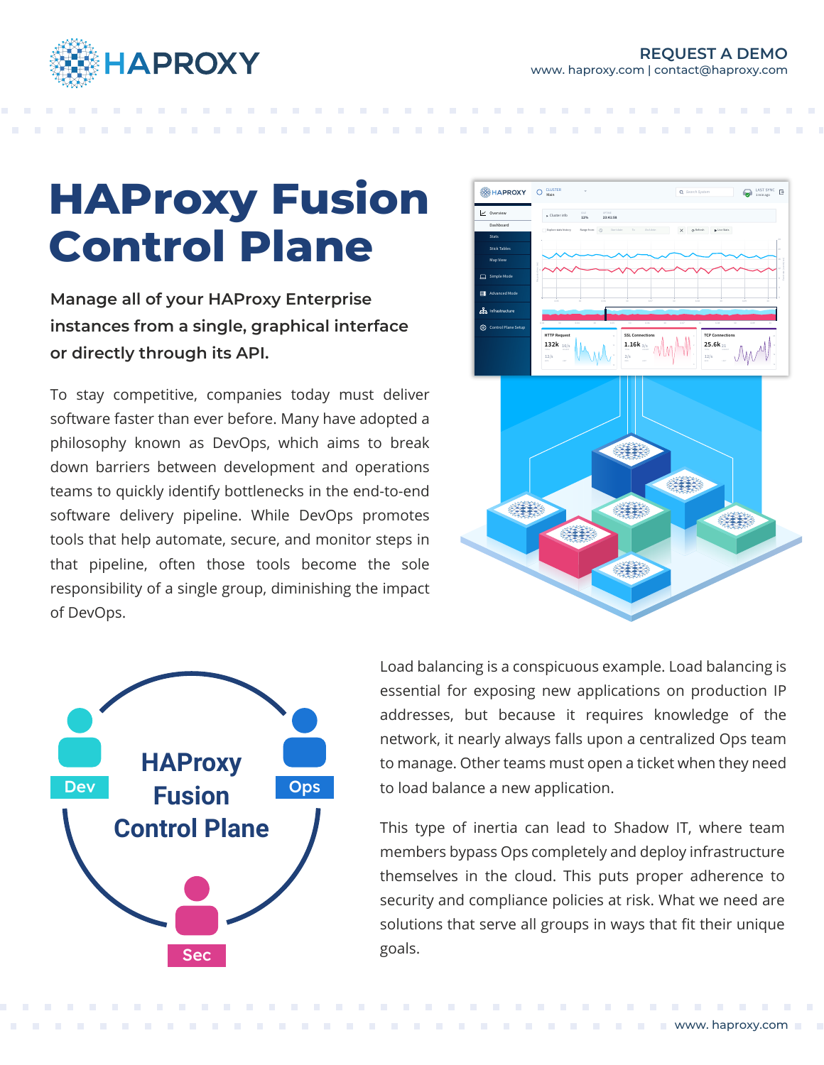**REQUEST A DEMO**
www. haproxy.com | contact@haproxy.com

# HAProxy Fusion Control Plane

**Manage all of your HAProxy Enterprise instances from a single, graphical interface or directly through its API.**

To stay competitive, companies today must deliver software faster than ever before. Many have adopted a philosophy known as DevOps, which aims to break down barriers between development and operations teams to quickly identify bottlenecks in the end-to-end software delivery pipeline. While DevOps promotes tools that help automate, secure, and monitor steps in that pipeline, often those tools become the sole responsibility of a single group, diminishing the impact of DevOps.

Load balancing is a conspicuous example. Load balancing is essential for exposing new applications on production IP addresses, but because it requires knowledge of the network, it nearly always falls upon a centralized Ops team to manage. Other teams must open a ticket when they need to load balance a new application.

This type of inertia can lead to Shadow IT, where team members bypass Ops completely and deploy infrastructure themselves in the cloud. This puts proper adherence to security and compliance policies at risk. What we need are solutions that serve all groups in ways that fit their unique goals.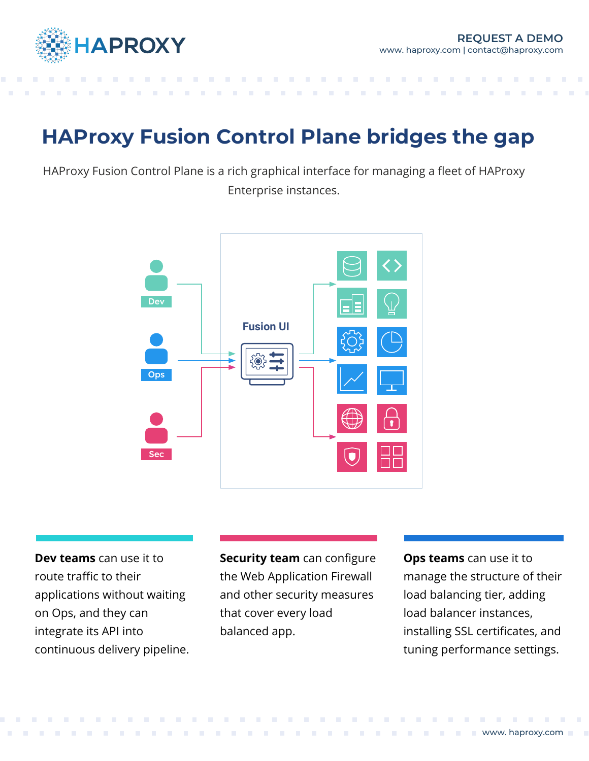# HAProxy Fusion Control Plane bridges the gap

HAProxy Fusion Control Plane is a rich graphical interface for managing a fleet of HAProxy Enterprise instances.

Dev

Ops

Sec

Fusion UI

**Dev teams** can use it to route traffic to their applications without waiting on Ops, and they can integrate its API into continuous delivery pipeline.

**Security team** can configure the Web Application Firewall and other security measures that cover every load balanced app.

**Ops teams** can use it to manage the structure of their load balancing tier, adding load balancer instances, installing SSL certificates, and tuning performance settings.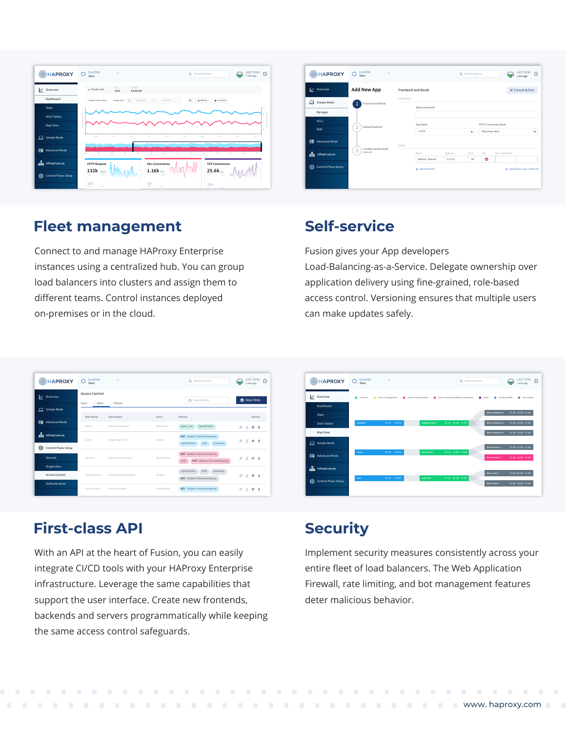## Fleet management

Connect to and manage HAProxy Enterprise instances using a centralized hub. You can group load balancers into clusters and assign them to different teams. Control instances deployed on-premises or in the cloud.

## Self-service

Fusion gives your App developers Load-Balancing-as-a-Service. Delegate ownership over application delivery using fine-grained, role-based access control. Versioning ensures that multiple users can make updates safely.

## First-class API

With an API at the heart of Fusion, you can easily integrate CI/CD tools with your HAProxy Enterprise infrastructure. Leverage the same capabilities that support the user interface. Create new frontends, backends and servers programmatically while keeping the same access control safeguards.

## Security

Implement security measures consistently across your entire fleet of load balancers. The Web Application Firewall, rate limiting, and bot management features deter malicious behavior.

www.haproxy.com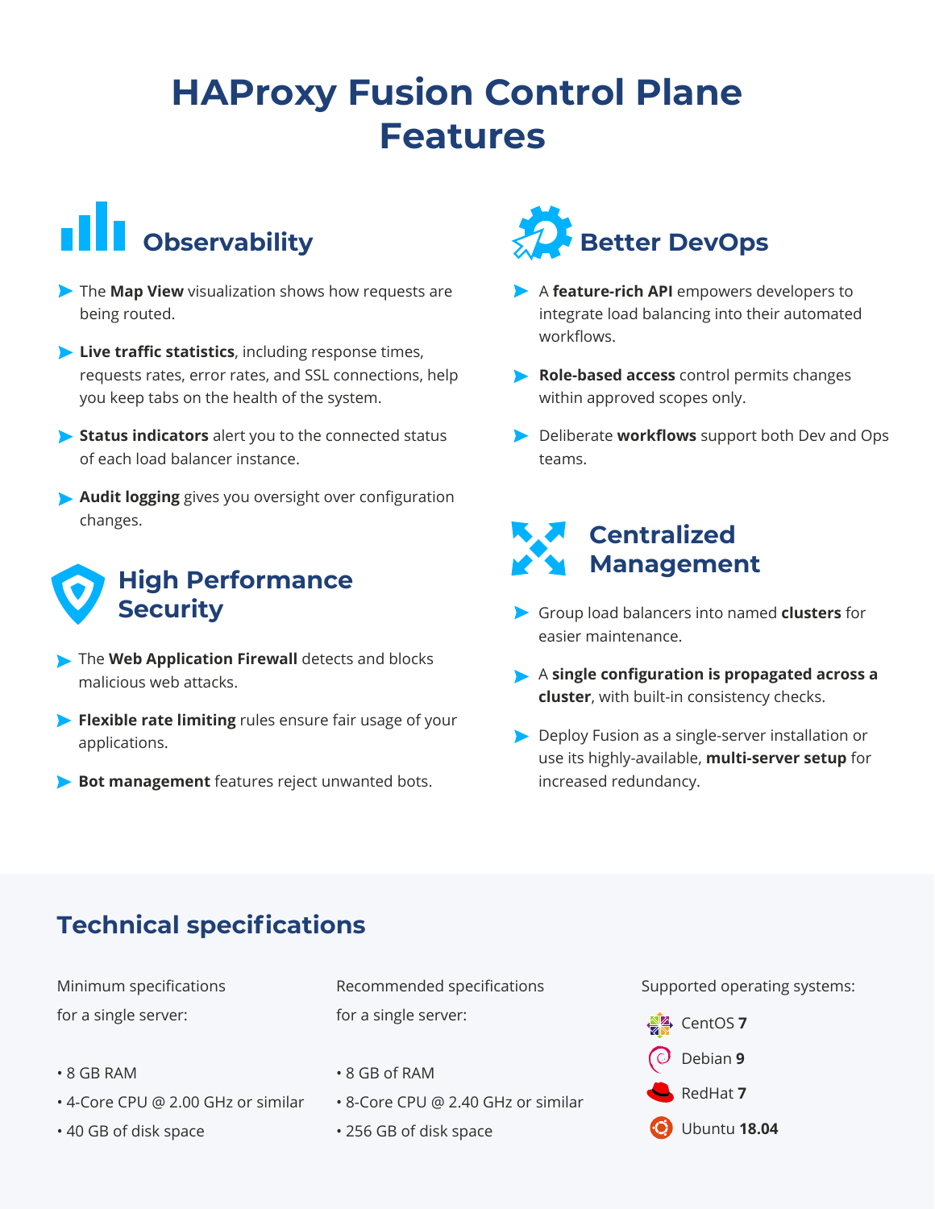# HAProxy Fusion Control Plane Features

## Observability

- The **Map View** visualization shows how requests are being routed.
- **Live traffic statistics**, including response times, requests rates, error rates, and SSL connections, help you keep tabs on the health of the system.
- **Status indicators** alert you to the connected status of each load balancer instance.
- **Audit logging** gives you oversight over configuration changes.

## High Performance Security

- The **Web Application Firewall** detects and blocks malicious web attacks.
- **Flexible rate limiting** rules ensure fair usage of your applications.
- **Bot management** features reject unwanted bots.

## Better DevOps

- A **feature-rich API** empowers developers to integrate load balancing into their automated workflows.
- **Role-based access** control permits changes within approved scopes only.
- Deliberate **workflows** support both Dev and Ops teams.

## Centralized Management

- Group load balancers into named **clusters** for easier maintenance.
- A **single configuration is propagated across a cluster**, with built-in consistency checks.
- Deploy Fusion as a single-server installation or use its highly-available, **multi-server setup** for increased redundancy.

## Technical specifications

Minimum specifications for a single server:

- 8 GB RAM
- 4-Core CPU @ 2.00 GHz or similar
- 40 GB of disk space

Recommended specifications for a single server:

- 8 GB of RAM
- 8-Core CPU @ 2.40 GHz or similar
- 256 GB of disk space

Supported operating systems:

- CentOS **7**
- Debian **9**
- RedHat **7**
- Ubuntu **18.04**